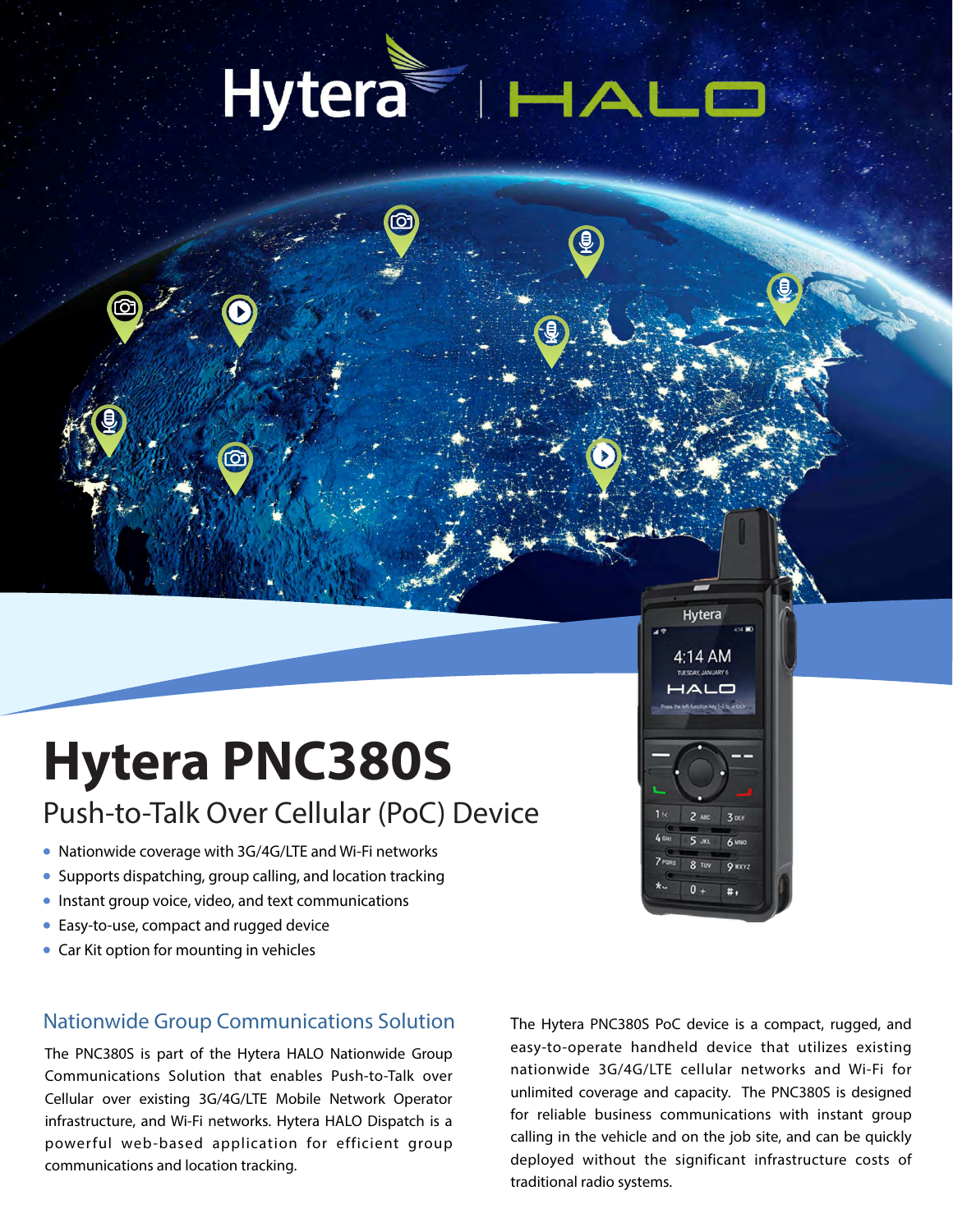Hytera | HALO

# Hytera PNC380S

## Push-to-Talk Over Cellular (PoC) Device

- Nationwide coverage with 3G/4G/LTE and Wi-Fi networks
- Supports dispatching, group calling, and location tracking
- Instant group voice, video, and text communications
- Easy-to-use, compact and rugged device
- Car Kit option for mounting in vehicles

### Nationwide Group Communications Solution

The PNC380S is part of the Hytera HALO Nationwide Group Communications Solution that enables Push-to-Talk over Cellular over existing 3G/4G/LTE Mobile Network Operator infrastructure, and Wi-Fi networks. Hytera HALO Dispatch is a powerful web-based application for efficient group communications and location tracking.

The Hytera PNC380S PoC device is a compact, rugged, and easy-to-operate handheld device that utilizes existing nationwide 3G/4G/LTE cellular networks and Wi-Fi for unlimited coverage and capacity. The PNC380S is designed for reliable business communications with instant group calling in the vehicle and on the job site, and can be quickly deployed without the significant infrastructure costs of traditional radio systems.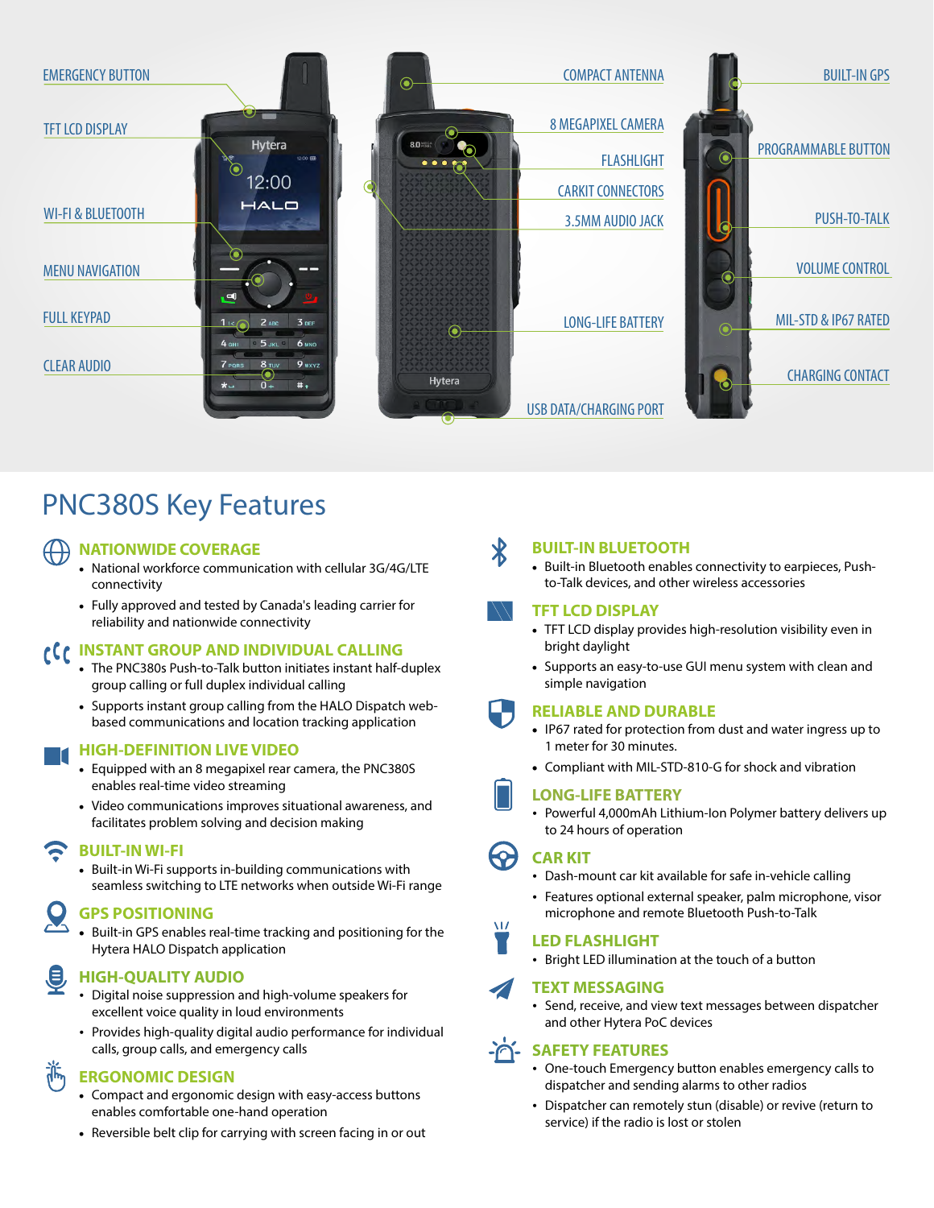EMERGENCY BUTTON

TFT LCD DISPLAY

WI-FI & BLUETOOTH

MENU NAVIGATION

FULL KEYPAD

CLEAR AUDIO

COMPACT ANTENNA

8 MEGAPIXEL CAMERA

FLASHLIGHT

CARKIT CONNECTORS

3.5MM AUDIO JACK

LONG-LIFE BATTERY

USB DATA/CHARGING PORT

BUILT-IN GPS

PROGRAMMABLE BUTTON

PUSH-TO-TALK

VOLUME CONTROL

MIL-STD & IP67 RATED

CHARGING CONTACT

# PNC380S Key Features

## NATIONWIDE COVERAGE

- National workforce communication with cellular 3G/4G/LTE connectivity
- Fully approved and tested by Canada's leading carrier for reliability and nationwide connectivity

## INSTANT GROUP AND INDIVIDUAL CALLING

- The PNC380s Push-to-Talk button initiates instant half-duplex group calling or full duplex individual calling
- Supports instant group calling from the HALO Dispatch web-based communications and location tracking application

## HIGH-DEFINITION LIVE VIDEO

- Equipped with an 8 megapixel rear camera, the PNC380S enables real-time video streaming
- Video communications improves situational awareness, and facilitates problem solving and decision making

## BUILT-IN WI-FI

- Built-in Wi-Fi supports in-building communications with seamless switching to LTE networks when outside Wi-Fi range

## GPS POSITIONING

- Built-in GPS enables real-time tracking and positioning for the Hytera HALO Dispatch application

## HIGH-QUALITY AUDIO

- Digital noise suppression and high-volume speakers for excellent voice quality in loud environments
- Provides high-quality digital audio performance for individual calls, group calls, and emergency calls

## ERGONOMIC DESIGN

- Compact and ergonomic design with easy-access buttons enables comfortable one-hand operation
- Reversible belt clip for carrying with screen facing in or out

## BUILT-IN BLUETOOTH

- Built-in Bluetooth enables connectivity to earpieces, Push-to-Talk devices, and other wireless accessories

## TFT LCD DISPLAY

- TFT LCD display provides high-resolution visibility even in bright daylight
- Supports an easy-to-use GUI menu system with clean and simple navigation

## RELIABLE AND DURABLE

- IP67 rated for protection from dust and water ingress up to 1 meter for 30 minutes.
- Compliant with MIL-STD-810-G for shock and vibration

## LONG-LIFE BATTERY

- Powerful 4,000mAh Lithium-Ion Polymer battery delivers up to 24 hours of operation

## CAR KIT

- Dash-mount car kit available for safe in-vehicle calling
- Features optional external speaker, palm microphone, visor microphone and remote Bluetooth Push-to-Talk

## LED FLASHLIGHT

- Bright LED illumination at the touch of a button

## TEXT MESSAGING

- Send, receive, and view text messages between dispatcher and other Hytera PoC devices

## SAFETY FEATURES

- One-touch Emergency button enables emergency calls to dispatcher and sending alarms to other radios
- Dispatcher can remotely stun (disable) or revive (return to service) if the radio is lost or stolen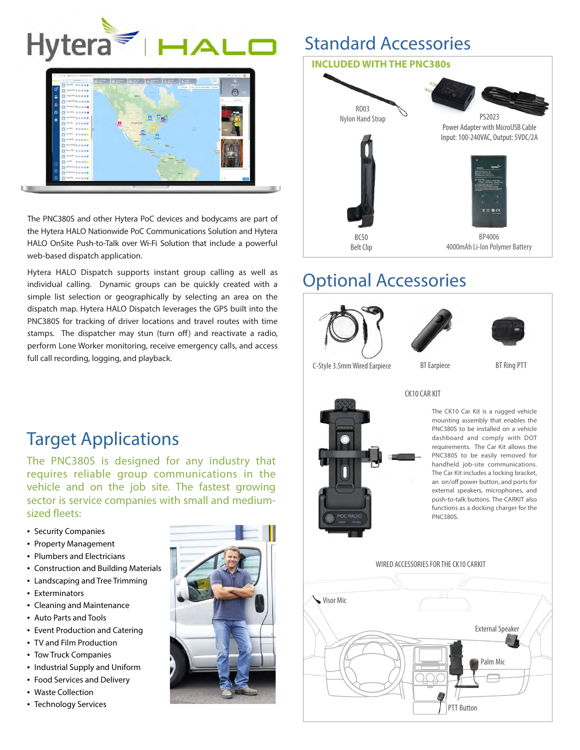The PNC380S and other Hytera PoC devices and bodycams are part of the Hytera HALO Nationwide PoC Communications Solution and Hytera HALO OnSite Push-to-Talk over Wi-Fi Solution that include a powerful web-based dispatch application.

Hytera HALO Dispatch supports instant group calling as well as individual calling. Dynamic groups can be quickly created with a simple list selection or geographically by selecting an area on the dispatch map. Hytera HALO Dispatch leverages the GPS built into the PNC380S for tracking of driver locations and travel routes with time stamps. The dispatcher may stun (turn off) and reactivate a radio, perform Lone Worker monitoring, receive emergency calls, and access full call recording, logging, and playback.

## Target Applications

The PNC380S is designed for any industry that requires reliable group communications in the vehicle and on the job site. The fastest growing sector is service companies with small and medium-sized fleets:

- Security Companies
- Property Management
- Plumbers and Electricians
- Construction and Building Materials
- Landscaping and Tree Trimming
- Exterminators
- Cleaning and Maintenance
- Auto Parts and Tools
- Event Production and Catering
- TV and Film Production
- Tow Truck Companies
- Industrial Supply and Uniform
- Food Services and Delivery
- Waste Collection
- Technology Services

## Standard Accessories

### INCLUDED WITH THE PNC380s

R003
Nylon Hand Strap

PS2023
Power Adapter with MicroUSB Cable
Input: 100-240VAC, Output: 5VDC/2A

BC50
Belt Clip

BP4006
4000mAh Li-Ion Polymer Battery

## Optional Accessories

C-Style 3.5mm Wired Earpiece

BT Earpiece

BT Ring PTT

### CK10 CAR KIT

The CK10 Car Kit is a rugged vehicle mounting assembly that enables the PNC380S to be installed on a vehicle dashboard and comply with DOT requirements. The Car Kit allows the PNC380S to be easily removed for handheld job-site communications. The Car Kit includes a locking bracket, an on/off power button, and ports for external speakers, microphones, and push-to-talk buttons. The CARKIT also functions as a docking charger for the PNC380S.

### WIRED ACCESSORIES FOR THE CK10 CARKIT

Visor Mic

External Speaker

Palm Mic

PTT Button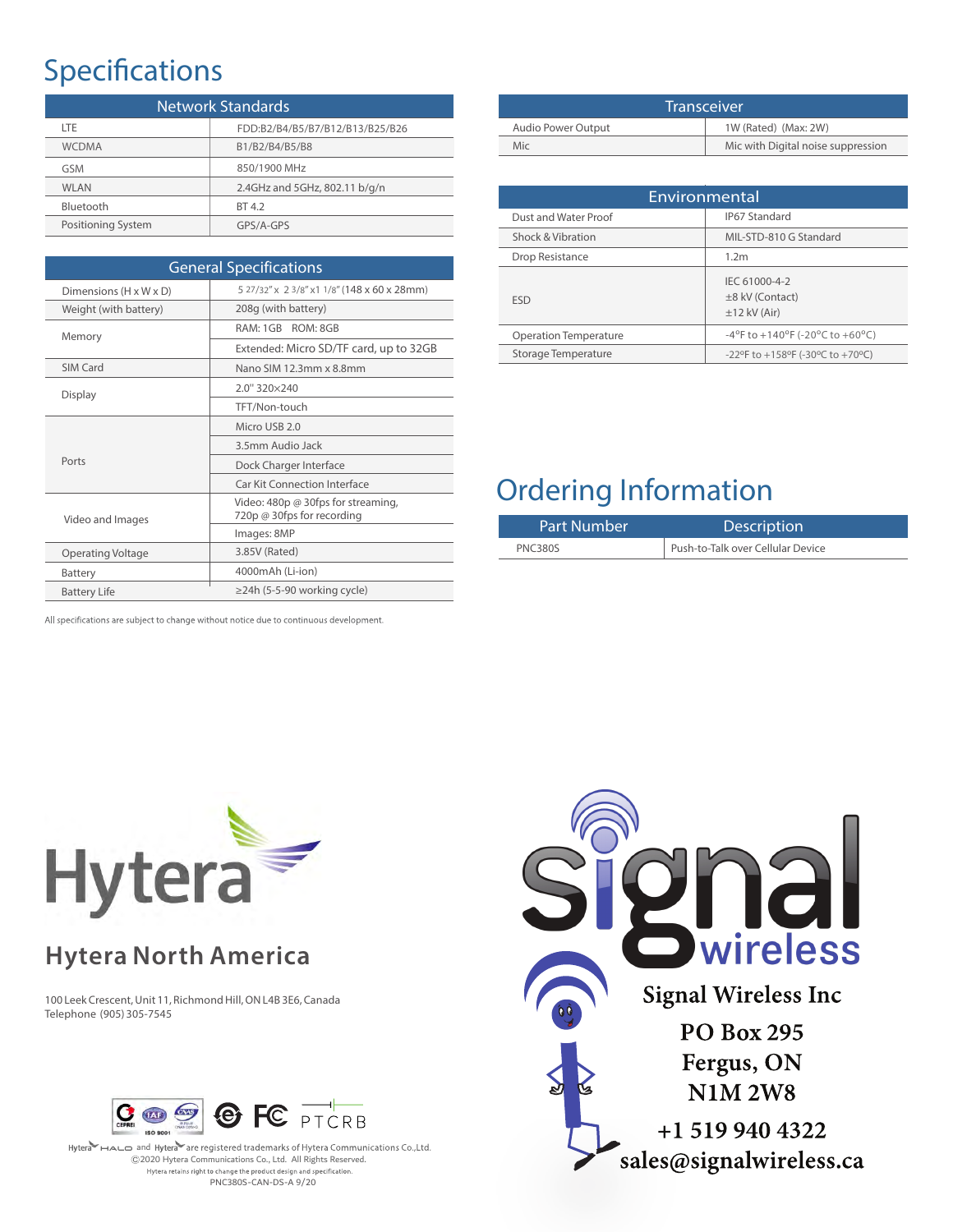# Specifications

| Network Standards | |
|---|---|
| LTE | FDD:B2/B4/B5/B7/B12/B13/B25/B26 |
| WCDMA | B1/B2/B4/B5/B8 |
| GSM | 850/1900 MHz |
| WLAN | 2.4GHz and 5GHz, 802.11 b/g/n |
| Bluetooth | BT 4.2 |
| Positioning System | GPS/A-GPS |

| General Specifications | |
|---|---|
| Dimensions (H x W x D) | 5 27/32" x 2 3/8" x1 1/8" (148 x 60 x 28mm) |
| Weight (with battery) | 208g (with battery) |
| Memory | RAM: 1GB ROM: 8GB |
| | Extended: Micro SD/TF card, up to 32GB |
| SIM Card | Nano SIM 12.3mm x 8.8mm |
| Display | 2.0" 320×240 |
| | TFT/Non-touch |
| Ports | Micro USB 2.0 |
| | 3.5mm Audio Jack |
| | Dock Charger Interface |
| | Car Kit Connection Interface |
| Video and Images | Video: 480p @ 30fps for streaming, 720p @ 30fps for recording |
| | Images: 8MP |
| Operating Voltage | 3.85V (Rated) |
| Battery | 4000mAh (Li-ion) |
| Battery Life | ≥24h (5-5-90 working cycle) |

All specifications are subject to change without notice due to continuous development.

| Transceiver | |
|---|---|
| Audio Power Output | 1W (Rated) (Max: 2W) |
| Mic | Mic with Digital noise suppression |

| Environmental | |
|---|---|
| Dust and Water Proof | IP67 Standard |
| Shock & Vibration | MIL-STD-810 G Standard |
| Drop Resistance | 1.2m |
| ESD | IEC 61000-4-2<br>±8 kV (Contact)<br>±12 kV (Air) |
| Operation Temperature | -4°F to +140°F (-20°C to +60°C) |
| Storage Temperature | -22°F to +158°F (-30°C to +70°C) |

# Ordering Information

| Part Number | Description |
|---|---|
| PNC380S | Push-to-Talk over Cellular Device |

## Hytera North America

100 Leek Crescent, Unit 11, Richmond Hill, ON L4B 3E6, Canada
Telephone (905) 305-7545

Hytera HALO and Hytera are registered trademarks of Hytera Communications Co.,Ltd.
©2020 Hytera Communications Co., Ltd. All Rights Reserved.
Hytera retains right to change the product design and specification.
PNC380S-CAN-DS-A 9/20

**Signal Wireless Inc**
PO Box 295
Fergus, ON
N1M 2W8
+1 519 940 4322
sales@signalwireless.ca